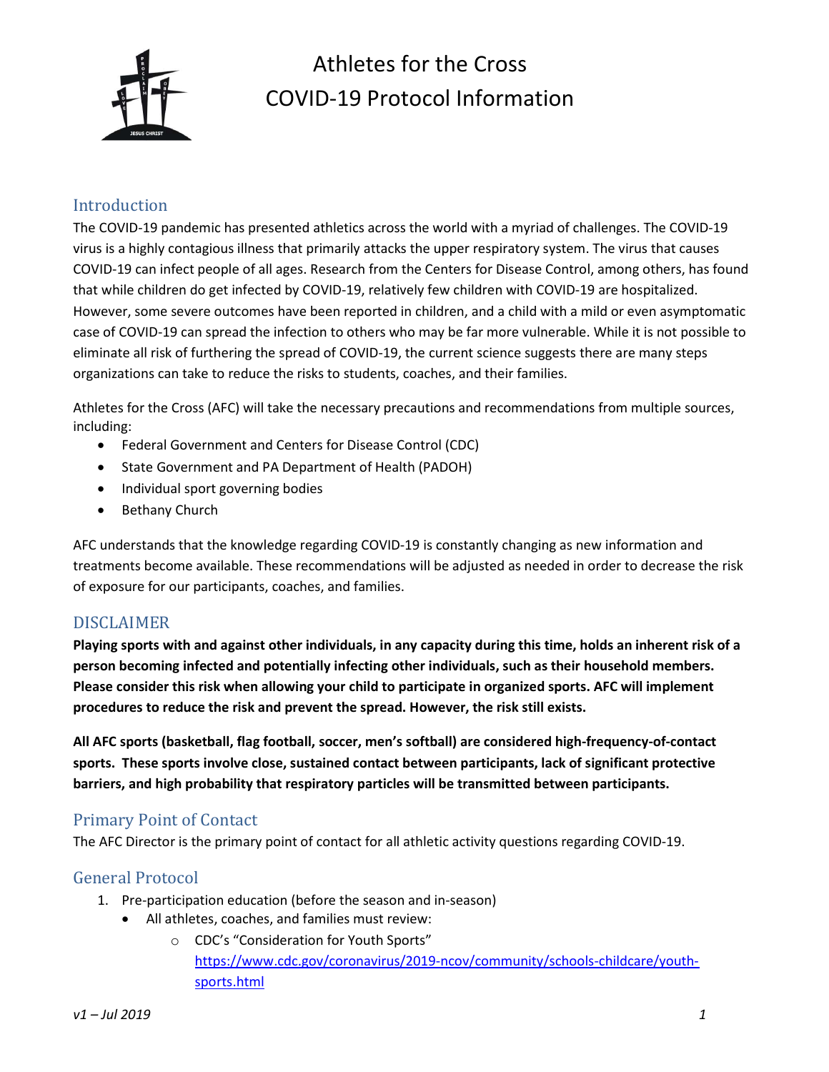# Athletes for the Cross
# COVID-19 Protocol Information

## Introduction

The COVID-19 pandemic has presented athletics across the world with a myriad of challenges. The COVID-19 virus is a highly contagious illness that primarily attacks the upper respiratory system. The virus that causes COVID-19 can infect people of all ages. Research from the Centers for Disease Control, among others, has found that while children do get infected by COVID-19, relatively few children with COVID-19 are hospitalized. However, some severe outcomes have been reported in children, and a child with a mild or even asymptomatic case of COVID-19 can spread the infection to others who may be far more vulnerable. While it is not possible to eliminate all risk of furthering the spread of COVID-19, the current science suggests there are many steps organizations can take to reduce the risks to students, coaches, and their families.

Athletes for the Cross (AFC) will take the necessary precautions and recommendations from multiple sources, including:

- Federal Government and Centers for Disease Control (CDC)
- State Government and PA Department of Health (PADOH)
- Individual sport governing bodies
- Bethany Church

AFC understands that the knowledge regarding COVID-19 is constantly changing as new information and treatments become available. These recommendations will be adjusted as needed in order to decrease the risk of exposure for our participants, coaches, and families.

## DISCLAIMER

**Playing sports with and against other individuals, in any capacity during this time, holds an inherent risk of a person becoming infected and potentially infecting other individuals, such as their household members. Please consider this risk when allowing your child to participate in organized sports. AFC will implement procedures to reduce the risk and prevent the spread. However, the risk still exists.**

**All AFC sports (basketball, flag football, soccer, men's softball) are considered high-frequency-of-contact sports. These sports involve close, sustained contact between participants, lack of significant protective barriers, and high probability that respiratory particles will be transmitted between participants.**

## Primary Point of Contact

The AFC Director is the primary point of contact for all athletic activity questions regarding COVID-19.

## General Protocol

1. Pre-participation education (before the season and in-season)
   - All athletes, coaches, and families must review:
     - CDC's "Consideration for Youth Sports" [https://www.cdc.gov/coronavirus/2019-ncov/community/schools-childcare/youth-sports.html](https://www.cdc.gov/coronavirus/2019-ncov/community/schools-childcare/youth-sports.html)

*v1 – Jul 2019*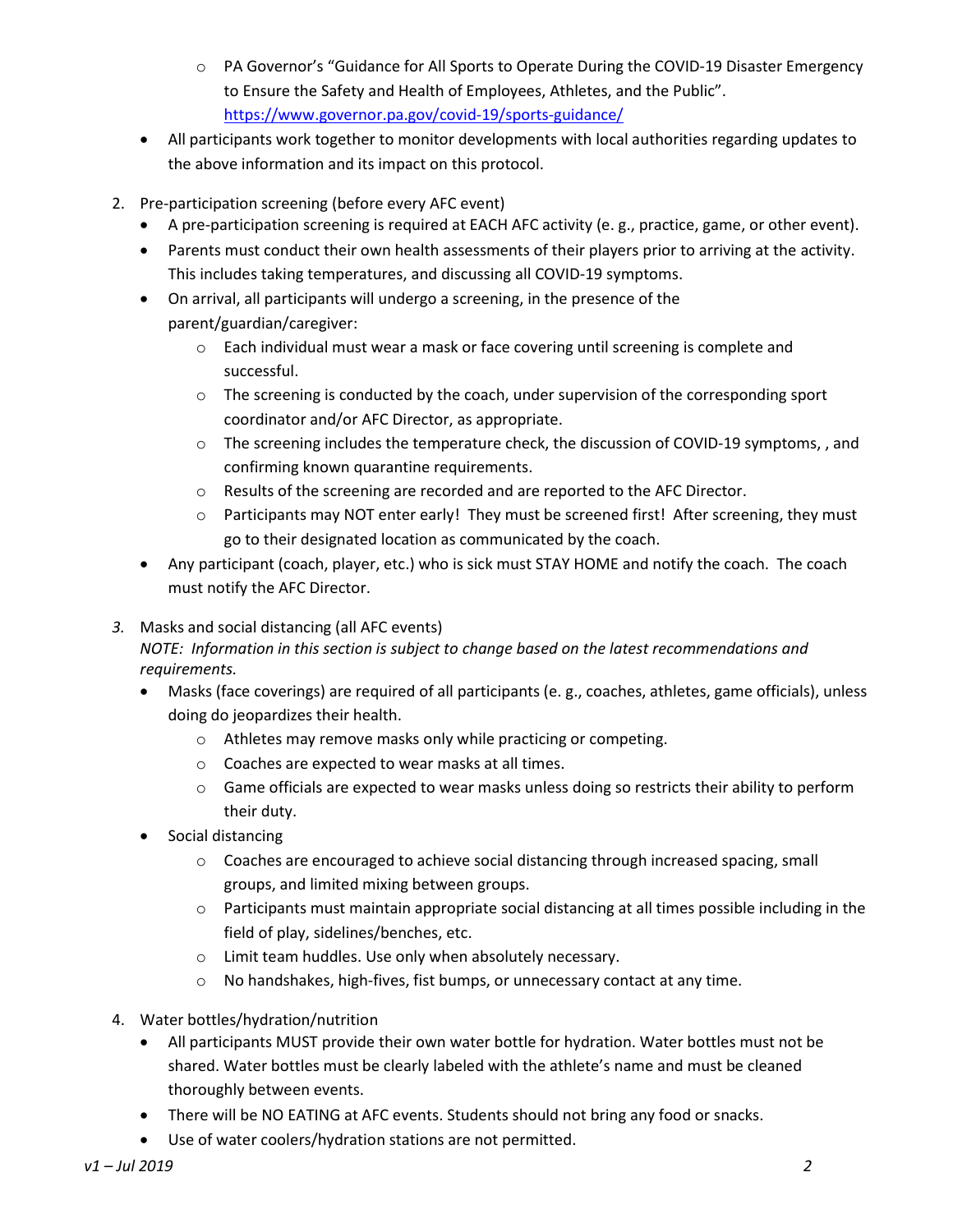- PA Governor's "Guidance for All Sports to Operate During the COVID-19 Disaster Emergency to Ensure the Safety and Health of Employees, Athletes, and the Public". https://www.governor.pa.gov/covid-19/sports-guidance/
- All participants work together to monitor developments with local authorities regarding updates to the above information and its impact on this protocol.

2. Pre-participation screening (before every AFC event)
   - A pre-participation screening is required at EACH AFC activity (e. g., practice, game, or other event).
   - Parents must conduct their own health assessments of their players prior to arriving at the activity. This includes taking temperatures, and discussing all COVID-19 symptoms.
   - On arrival, all participants will undergo a screening, in the presence of the parent/guardian/caregiver:
     - Each individual must wear a mask or face covering until screening is complete and successful.
     - The screening is conducted by the coach, under supervision of the corresponding sport coordinator and/or AFC Director, as appropriate.
     - The screening includes the temperature check, the discussion of COVID-19 symptoms, , and confirming known quarantine requirements.
     - Results of the screening are recorded and are reported to the AFC Director.
     - Participants may NOT enter early! They must be screened first! After screening, they must go to their designated location as communicated by the coach.
   - Any participant (coach, player, etc.) who is sick must STAY HOME and notify the coach. The coach must notify the AFC Director.

3. Masks and social distancing (all AFC events)
   *NOTE: Information in this section is subject to change based on the latest recommendations and requirements.*
   - Masks (face coverings) are required of all participants (e. g., coaches, athletes, game officials), unless doing do jeopardizes their health.
     - Athletes may remove masks only while practicing or competing.
     - Coaches are expected to wear masks at all times.
     - Game officials are expected to wear masks unless doing so restricts their ability to perform their duty.
   - Social distancing
     - Coaches are encouraged to achieve social distancing through increased spacing, small groups, and limited mixing between groups.
     - Participants must maintain appropriate social distancing at all times possible including in the field of play, sidelines/benches, etc.
     - Limit team huddles. Use only when absolutely necessary.
     - No handshakes, high-fives, fist bumps, or unnecessary contact at any time.

4. Water bottles/hydration/nutrition
   - All participants MUST provide their own water bottle for hydration. Water bottles must not be shared. Water bottles must be clearly labeled with the athlete's name and must be cleaned thoroughly between events.
   - There will be NO EATING at AFC events. Students should not bring any food or snacks.
   - Use of water coolers/hydration stations are not permitted.

*v1 – Jul 2019*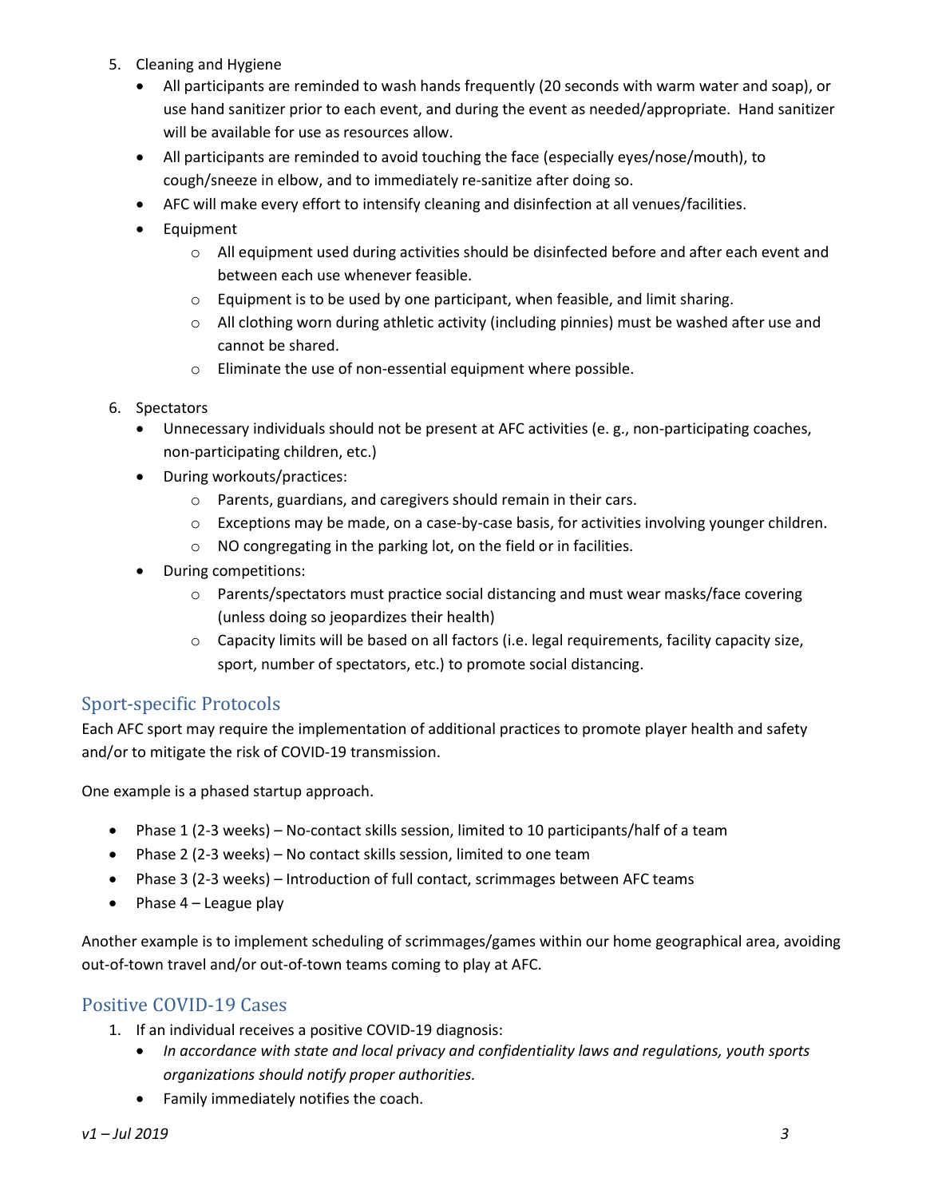5. Cleaning and Hygiene
   - All participants are reminded to wash hands frequently (20 seconds with warm water and soap), or use hand sanitizer prior to each event, and during the event as needed/appropriate. Hand sanitizer will be available for use as resources allow.
   - All participants are reminded to avoid touching the face (especially eyes/nose/mouth), to cough/sneeze in elbow, and to immediately re-sanitize after doing so.
   - AFC will make every effort to intensify cleaning and disinfection at all venues/facilities.
   - Equipment
     - All equipment used during activities should be disinfected before and after each event and between each use whenever feasible.
     - Equipment is to be used by one participant, when feasible, and limit sharing.
     - All clothing worn during athletic activity (including pinnies) must be washed after use and cannot be shared.
     - Eliminate the use of non-essential equipment where possible.

6. Spectators
   - Unnecessary individuals should not be present at AFC activities (e. g., non-participating coaches, non-participating children, etc.)
   - During workouts/practices:
     - Parents, guardians, and caregivers should remain in their cars.
     - Exceptions may be made, on a case-by-case basis, for activities involving younger children.
     - NO congregating in the parking lot, on the field or in facilities.
   - During competitions:
     - Parents/spectators must practice social distancing and must wear masks/face covering (unless doing so jeopardizes their health)
     - Capacity limits will be based on all factors (i.e. legal requirements, facility capacity size, sport, number of spectators, etc.) to promote social distancing.

## Sport-specific Protocols

Each AFC sport may require the implementation of additional practices to promote player health and safety and/or to mitigate the risk of COVID-19 transmission.

One example is a phased startup approach.

- Phase 1 (2-3 weeks) – No-contact skills session, limited to 10 participants/half of a team
- Phase 2 (2-3 weeks) – No contact skills session, limited to one team
- Phase 3 (2-3 weeks) – Introduction of full contact, scrimmages between AFC teams
- Phase 4 – League play

Another example is to implement scheduling of scrimmages/games within our home geographical area, avoiding out-of-town travel and/or out-of-town teams coming to play at AFC.

## Positive COVID-19 Cases

1. If an individual receives a positive COVID-19 diagnosis:
   - *In accordance with state and local privacy and confidentiality laws and regulations, youth sports organizations should notify proper authorities.*
   - Family immediately notifies the coach.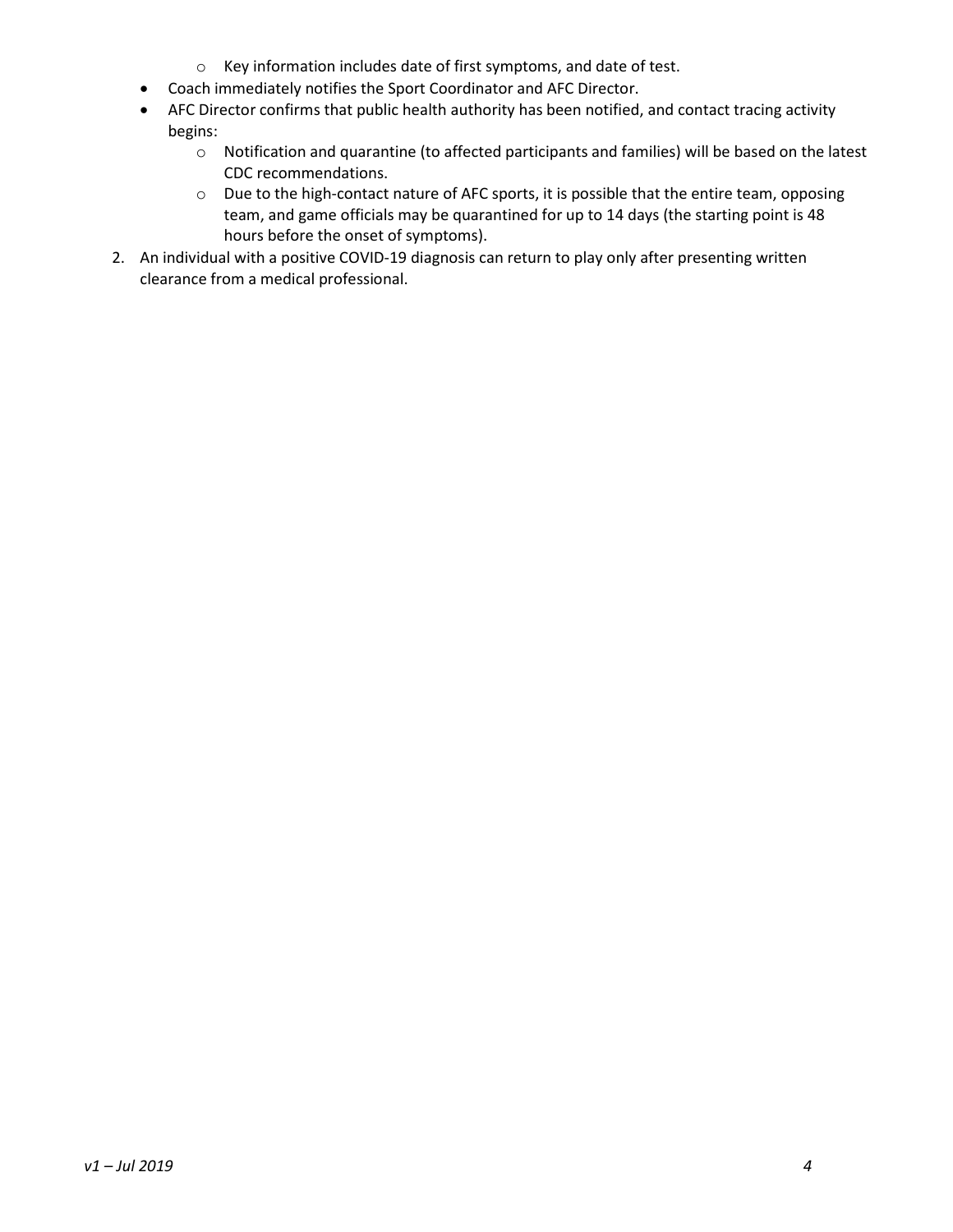- Key information includes date of first symptoms, and date of test.
- Coach immediately notifies the Sport Coordinator and AFC Director.
- AFC Director confirms that public health authority has been notified, and contact tracing activity begins:
    - Notification and quarantine (to affected participants and families) will be based on the latest CDC recommendations.
    - Due to the high-contact nature of AFC sports, it is possible that the entire team, opposing team, and game officials may be quarantined for up to 14 days (the starting point is 48 hours before the onset of symptoms).

2. An individual with a positive COVID-19 diagnosis can return to play only after presenting written clearance from a medical professional.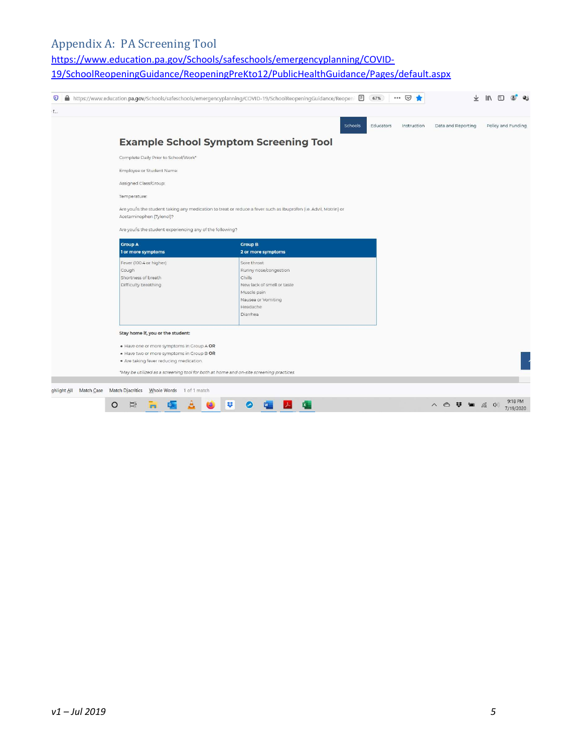## Appendix A: PA Screening Tool

https://www.education.pa.gov/Schools/safeschools/emergencyplanning/COVID-19/SchoolReopeningGuidance/ReopeningPreKto12/PublicHealthGuidance/Pages/default.aspx

### Example School Symptom Screening Tool

Complete Daily Prior to School/Work*

Employee or Student Name:

Assigned Class/Group:

Temperature:

Are you/is the student taking any medication to treat or reduce a fever such as Ibuprofen (i.e. Advil, Motrin) or Acetaminophen (Tylenol)?

Are you/is the student experiencing any of the following?

| Group A 1 or more symptoms | Group B 2 or more symptoms |
|---|---|
| Fever (100.4 or higher) | Sore throat |
| Cough | Runny nose/congestion |
| Shortness of breath | Chills |
| Difficulty breathing | New lack of smell or taste |
| | Muscle pain |
| | Nausea or Vomiting |
| | Headache |
| | Diarrhea |

**Stay home if, you or the student:**

- Have one or more symptoms in Group A **OR**
- Have two or more symptoms in Group B **OR**
- Are taking fever reducing medication.

*May be utilized as a screening tool for both at home and on-site screening practices

*v1 – Jul 2019*